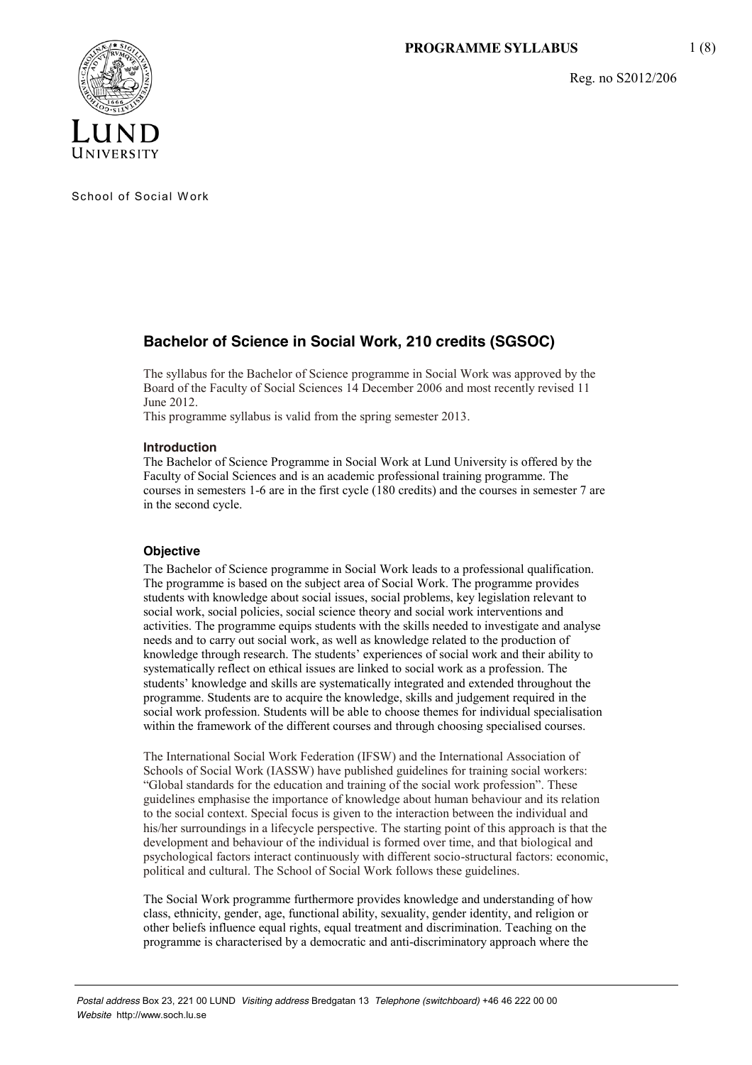School of Social Work

# Bachelor of Science in Social Work, 210 credits (SGSOC)

The syllabus for the Bachelor of Science programme in Social Work was approved by the Board of the Faculty of Social Sciences 14 December 2006 and most recently revised 11 June 2012.
This programme syllabus is valid from the spring semester 2013.

### Introduction

The Bachelor of Science Programme in Social Work at Lund University is offered by the Faculty of Social Sciences and is an academic professional training programme. The courses in semesters 1-6 are in the first cycle (180 credits) and the courses in semester 7 are in the second cycle.

### Objective

The Bachelor of Science programme in Social Work leads to a professional qualification. The programme is based on the subject area of Social Work. The programme provides students with knowledge about social issues, social problems, key legislation relevant to social work, social policies, social science theory and social work interventions and activities. The programme equips students with the skills needed to investigate and analyse needs and to carry out social work, as well as knowledge related to the production of knowledge through research. The students' experiences of social work and their ability to systematically reflect on ethical issues are linked to social work as a profession. The students' knowledge and skills are systematically integrated and extended throughout the programme. Students are to acquire the knowledge, skills and judgement required in the social work profession. Students will be able to choose themes for individual specialisation within the framework of the different courses and through choosing specialised courses.

The International Social Work Federation (IFSW) and the International Association of Schools of Social Work (IASSW) have published guidelines for training social workers: "Global standards for the education and training of the social work profession". These guidelines emphasise the importance of knowledge about human behaviour and its relation to the social context. Special focus is given to the interaction between the individual and his/her surroundings in a lifecycle perspective. The starting point of this approach is that the development and behaviour of the individual is formed over time, and that biological and psychological factors interact continuously with different socio-structural factors: economic, political and cultural. The School of Social Work follows these guidelines.

The Social Work programme furthermore provides knowledge and understanding of how class, ethnicity, gender, age, functional ability, sexuality, gender identity, and religion or other beliefs influence equal rights, equal treatment and discrimination. Teaching on the programme is characterised by a democratic and anti-discriminatory approach where the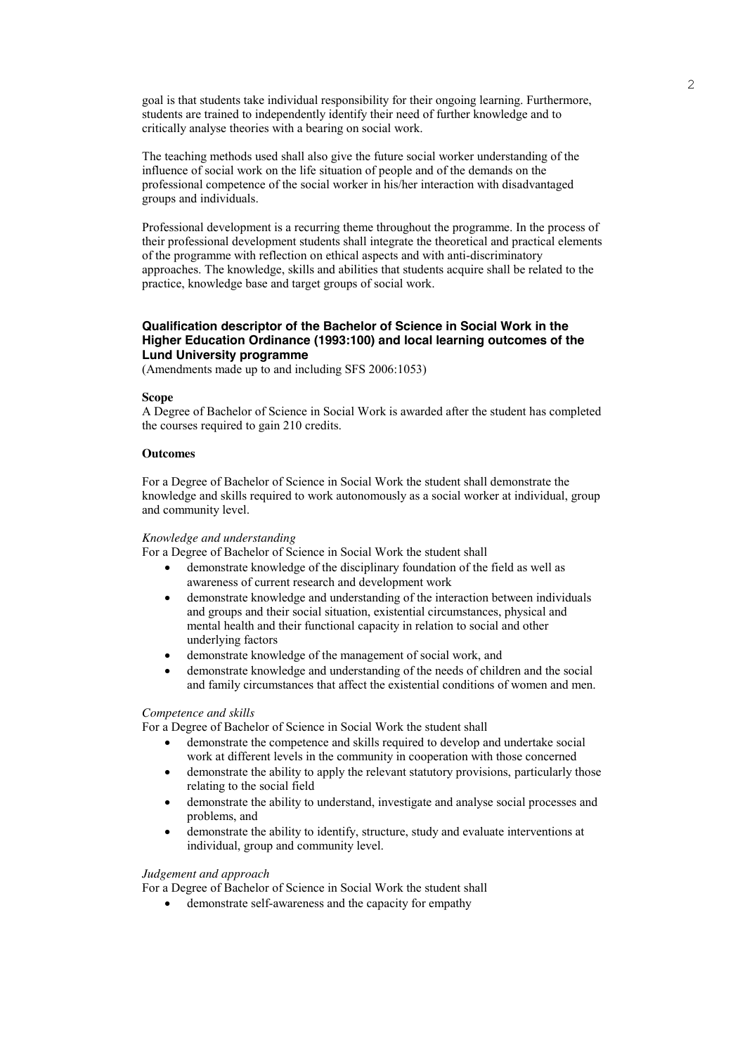goal is that students take individual responsibility for their ongoing learning. Furthermore, students are trained to independently identify their need of further knowledge and to critically analyse theories with a bearing on social work.

The teaching methods used shall also give the future social worker understanding of the influence of social work on the life situation of people and of the demands on the professional competence of the social worker in his/her interaction with disadvantaged groups and individuals.

Professional development is a recurring theme throughout the programme. In the process of their professional development students shall integrate the theoretical and practical elements of the programme with reflection on ethical aspects and with anti-discriminatory approaches. The knowledge, skills and abilities that students acquire shall be related to the practice, knowledge base and target groups of social work.

### Qualification descriptor of the Bachelor of Science in Social Work in the Higher Education Ordinance (1993:100) and local learning outcomes of the Lund University programme

(Amendments made up to and including SFS 2006:1053)

**Scope**

A Degree of Bachelor of Science in Social Work is awarded after the student has completed the courses required to gain 210 credits.

**Outcomes**

For a Degree of Bachelor of Science in Social Work the student shall demonstrate the knowledge and skills required to work autonomously as a social worker at individual, group and community level.

*Knowledge and understanding*

For a Degree of Bachelor of Science in Social Work the student shall

- demonstrate knowledge of the disciplinary foundation of the field as well as awareness of current research and development work
- demonstrate knowledge and understanding of the interaction between individuals and groups and their social situation, existential circumstances, physical and mental health and their functional capacity in relation to social and other underlying factors
- demonstrate knowledge of the management of social work, and
- demonstrate knowledge and understanding of the needs of children and the social and family circumstances that affect the existential conditions of women and men.

*Competence and skills*

For a Degree of Bachelor of Science in Social Work the student shall

- demonstrate the competence and skills required to develop and undertake social work at different levels in the community in cooperation with those concerned
- demonstrate the ability to apply the relevant statutory provisions, particularly those relating to the social field
- demonstrate the ability to understand, investigate and analyse social processes and problems, and
- demonstrate the ability to identify, structure, study and evaluate interventions at individual, group and community level.

*Judgement and approach*

For a Degree of Bachelor of Science in Social Work the student shall

- demonstrate self-awareness and the capacity for empathy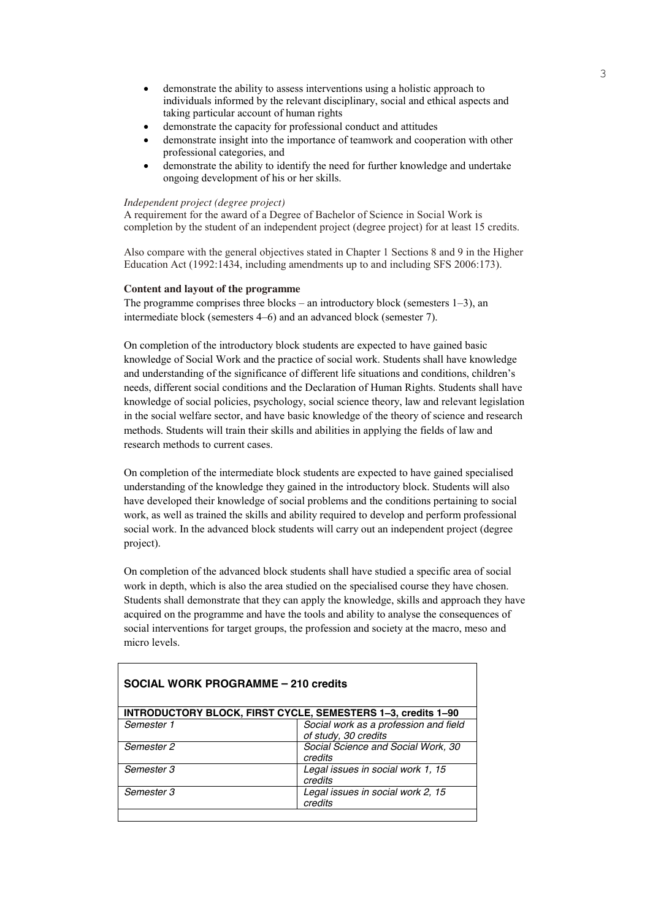- demonstrate the ability to assess interventions using a holistic approach to individuals informed by the relevant disciplinary, social and ethical aspects and taking particular account of human rights
- demonstrate the capacity for professional conduct and attitudes
- demonstrate insight into the importance of teamwork and cooperation with other professional categories, and
- demonstrate the ability to identify the need for further knowledge and undertake ongoing development of his or her skills.

*Independent project (degree project)*
A requirement for the award of a Degree of Bachelor of Science in Social Work is completion by the student of an independent project (degree project) for at least 15 credits.

Also compare with the general objectives stated in Chapter 1 Sections 8 and 9 in the Higher Education Act (1992:1434, including amendments up to and including SFS 2006:173).

**Content and layout of the programme**
The programme comprises three blocks – an introductory block (semesters 1–3), an intermediate block (semesters 4–6) and an advanced block (semester 7).

On completion of the introductory block students are expected to have gained basic knowledge of Social Work and the practice of social work. Students shall have knowledge and understanding of the significance of different life situations and conditions, children's needs, different social conditions and the Declaration of Human Rights. Students shall have knowledge of social policies, psychology, social science theory, law and relevant legislation in the social welfare sector, and have basic knowledge of the theory of science and research methods. Students will train their skills and abilities in applying the fields of law and research methods to current cases.

On completion of the intermediate block students are expected to have gained specialised understanding of the knowledge they gained in the introductory block. Students will also have developed their knowledge of social problems and the conditions pertaining to social work, as well as trained the skills and ability required to develop and perform professional social work. In the advanced block students will carry out an independent project (degree project).

On completion of the advanced block students shall have studied a specific area of social work in depth, which is also the area studied on the specialised course they have chosen. Students shall demonstrate that they can apply the knowledge, skills and approach they have acquired on the programme and have the tools and ability to analyse the consequences of social interventions for target groups, the profession and society at the macro, meso and micro levels.

| **SOCIAL WORK PROGRAMME – 210 credits** | |
|---|---|
| **INTRODUCTORY BLOCK, FIRST CYCLE, SEMESTERS 1–3, credits 1–90** | |
| *Semester 1* | *Social work as a profession and field of study, 30 credits* |
| *Semester 2* | *Social Science and Social Work, 30 credits* |
| *Semester 3* | *Legal issues in social work 1, 15 credits* |
| *Semester 3* | *Legal issues in social work 2, 15 credits* |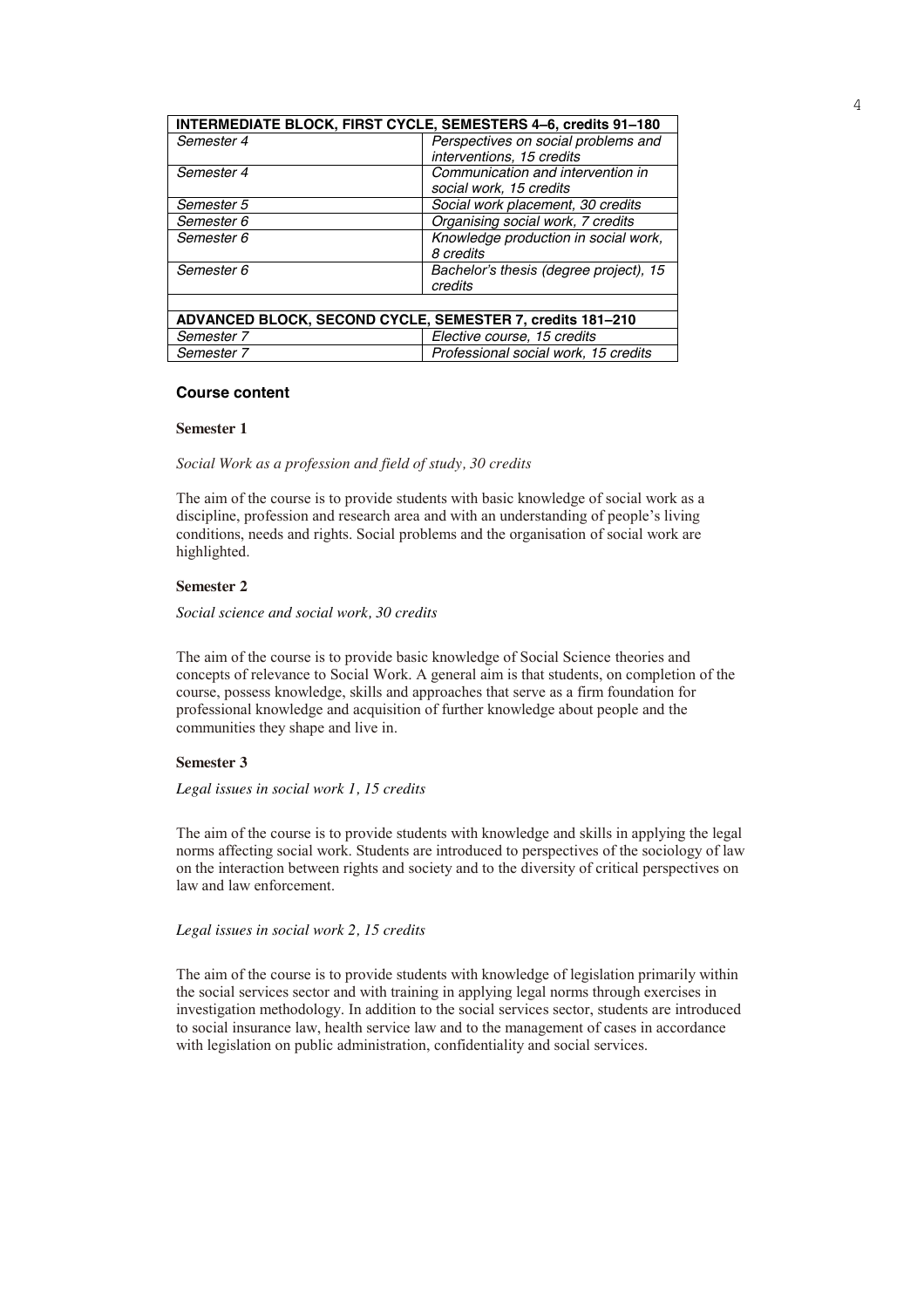| INTERMEDIATE BLOCK, FIRST CYCLE, SEMESTERS 4–6, credits 91–180 | |
|---|---|
| *Semester 4* | *Perspectives on social problems and interventions, 15 credits* |
| *Semester 4* | *Communication and intervention in social work, 15 credits* |
| *Semester 5* | *Social work placement, 30 credits* |
| *Semester 6* | *Organising social work, 7 credits* |
| *Semester 6* | *Knowledge production in social work, 8 credits* |
| *Semester 6* | *Bachelor's thesis (degree project), 15 credits* |
| | |
| **ADVANCED BLOCK, SECOND CYCLE, SEMESTER 7, credits 181–210** | |
| *Semester 7* | *Elective course, 15 credits* |
| *Semester 7* | *Professional social work, 15 credits* |

## Course content

### Semester 1

*Social Work as a profession and field of study, 30 credits*

The aim of the course is to provide students with basic knowledge of social work as a discipline, profession and research area and with an understanding of people's living conditions, needs and rights. Social problems and the organisation of social work are highlighted.

### Semester 2

*Social science and social work, 30 credits*

The aim of the course is to provide basic knowledge of Social Science theories and concepts of relevance to Social Work. A general aim is that students, on completion of the course, possess knowledge, skills and approaches that serve as a firm foundation for professional knowledge and acquisition of further knowledge about people and the communities they shape and live in.

### Semester 3

*Legal issues in social work 1, 15 credits*

The aim of the course is to provide students with knowledge and skills in applying the legal norms affecting social work. Students are introduced to perspectives of the sociology of law on the interaction between rights and society and to the diversity of critical perspectives on law and law enforcement.

*Legal issues in social work 2, 15 credits*

The aim of the course is to provide students with knowledge of legislation primarily within the social services sector and with training in applying legal norms through exercises in investigation methodology. In addition to the social services sector, students are introduced to social insurance law, health service law and to the management of cases in accordance with legislation on public administration, confidentiality and social services.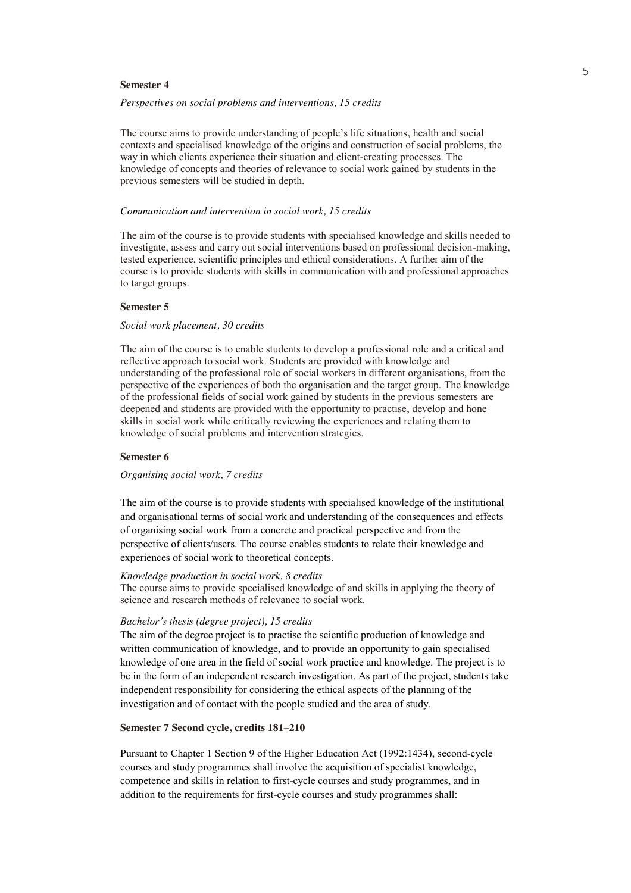### Semester 4

*Perspectives on social problems and interventions, 15 credits*

The course aims to provide understanding of people's life situations, health and social contexts and specialised knowledge of the origins and construction of social problems, the way in which clients experience their situation and client-creating processes. The knowledge of concepts and theories of relevance to social work gained by students in the previous semesters will be studied in depth.

*Communication and intervention in social work, 15 credits*

The aim of the course is to provide students with specialised knowledge and skills needed to investigate, assess and carry out social interventions based on professional decision-making, tested experience, scientific principles and ethical considerations. A further aim of the course is to provide students with skills in communication with and professional approaches to target groups.

### Semester 5

*Social work placement, 30 credits*

The aim of the course is to enable students to develop a professional role and a critical and reflective approach to social work. Students are provided with knowledge and understanding of the professional role of social workers in different organisations, from the perspective of the experiences of both the organisation and the target group. The knowledge of the professional fields of social work gained by students in the previous semesters are deepened and students are provided with the opportunity to practise, develop and hone skills in social work while critically reviewing the experiences and relating them to knowledge of social problems and intervention strategies.

### Semester 6

*Organising social work, 7 credits*

The aim of the course is to provide students with specialised knowledge of the institutional and organisational terms of social work and understanding of the consequences and effects of organising social work from a concrete and practical perspective and from the perspective of clients/users. The course enables students to relate their knowledge and experiences of social work to theoretical concepts.

*Knowledge production in social work, 8 credits*

The course aims to provide specialised knowledge of and skills in applying the theory of science and research methods of relevance to social work.

*Bachelor's thesis (degree project), 15 credits*

The aim of the degree project is to practise the scientific production of knowledge and written communication of knowledge, and to provide an opportunity to gain specialised knowledge of one area in the field of social work practice and knowledge. The project is to be in the form of an independent research investigation. As part of the project, students take independent responsibility for considering the ethical aspects of the planning of the investigation and of contact with the people studied and the area of study.

### Semester 7 Second cycle, credits 181–210

Pursuant to Chapter 1 Section 9 of the Higher Education Act (1992:1434), second-cycle courses and study programmes shall involve the acquisition of specialist knowledge, competence and skills in relation to first-cycle courses and study programmes, and in addition to the requirements for first-cycle courses and study programmes shall: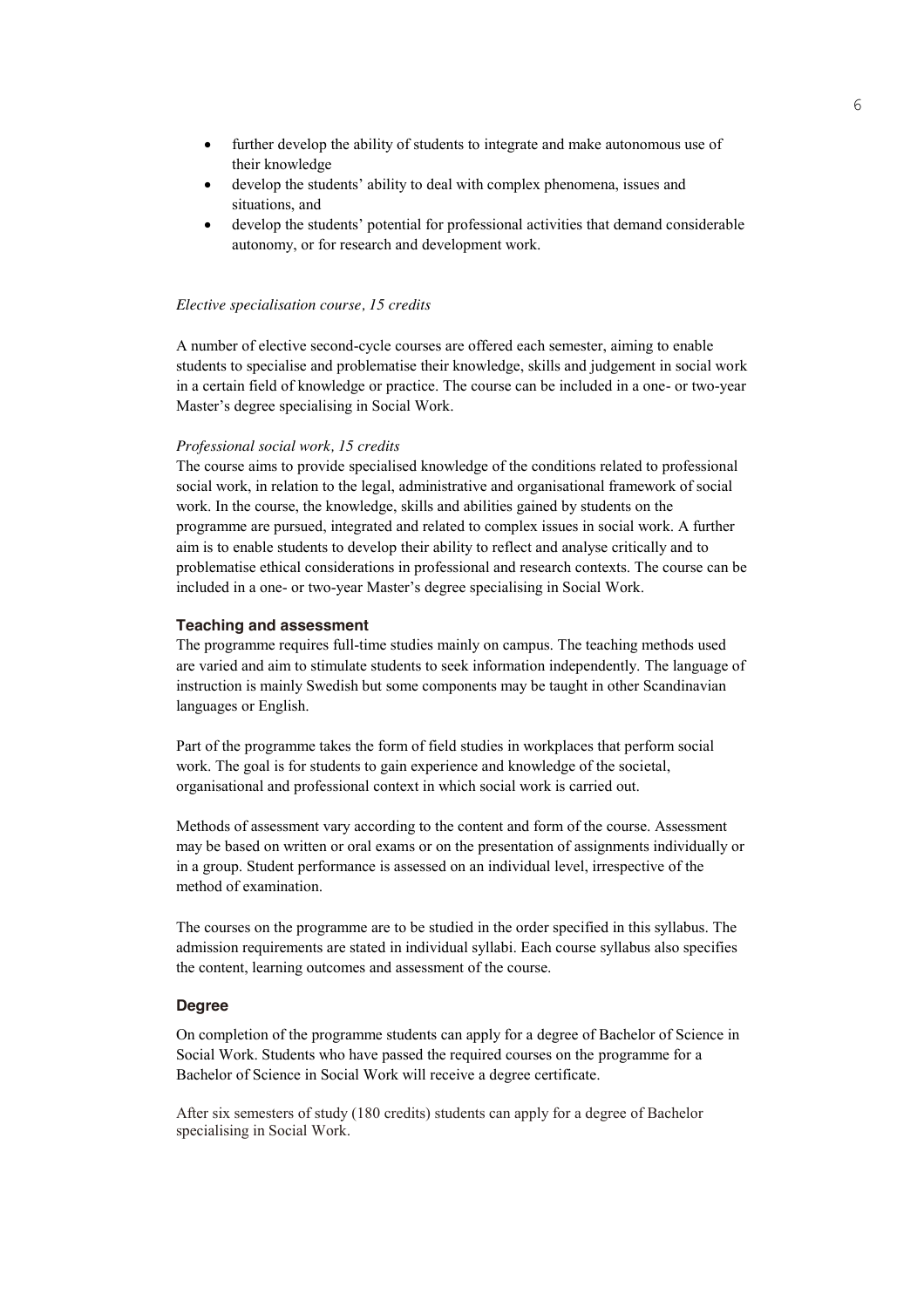- further develop the ability of students to integrate and make autonomous use of their knowledge
- develop the students' ability to deal with complex phenomena, issues and situations, and
- develop the students' potential for professional activities that demand considerable autonomy, or for research and development work.

*Elective specialisation course, 15 credits*

A number of elective second-cycle courses are offered each semester, aiming to enable students to specialise and problematise their knowledge, skills and judgement in social work in a certain field of knowledge or practice. The course can be included in a one- or two-year Master's degree specialising in Social Work.

*Professional social work, 15 credits*

The course aims to provide specialised knowledge of the conditions related to professional social work, in relation to the legal, administrative and organisational framework of social work. In the course, the knowledge, skills and abilities gained by students on the programme are pursued, integrated and related to complex issues in social work. A further aim is to enable students to develop their ability to reflect and analyse critically and to problematise ethical considerations in professional and research contexts. The course can be included in a one- or two-year Master's degree specialising in Social Work.

### Teaching and assessment

The programme requires full-time studies mainly on campus. The teaching methods used are varied and aim to stimulate students to seek information independently. The language of instruction is mainly Swedish but some components may be taught in other Scandinavian languages or English.

Part of the programme takes the form of field studies in workplaces that perform social work. The goal is for students to gain experience and knowledge of the societal, organisational and professional context in which social work is carried out.

Methods of assessment vary according to the content and form of the course. Assessment may be based on written or oral exams or on the presentation of assignments individually or in a group. Student performance is assessed on an individual level, irrespective of the method of examination.

The courses on the programme are to be studied in the order specified in this syllabus. The admission requirements are stated in individual syllabi. Each course syllabus also specifies the content, learning outcomes and assessment of the course.

### Degree

On completion of the programme students can apply for a degree of Bachelor of Science in Social Work. Students who have passed the required courses on the programme for a Bachelor of Science in Social Work will receive a degree certificate.

After six semesters of study (180 credits) students can apply for a degree of Bachelor specialising in Social Work.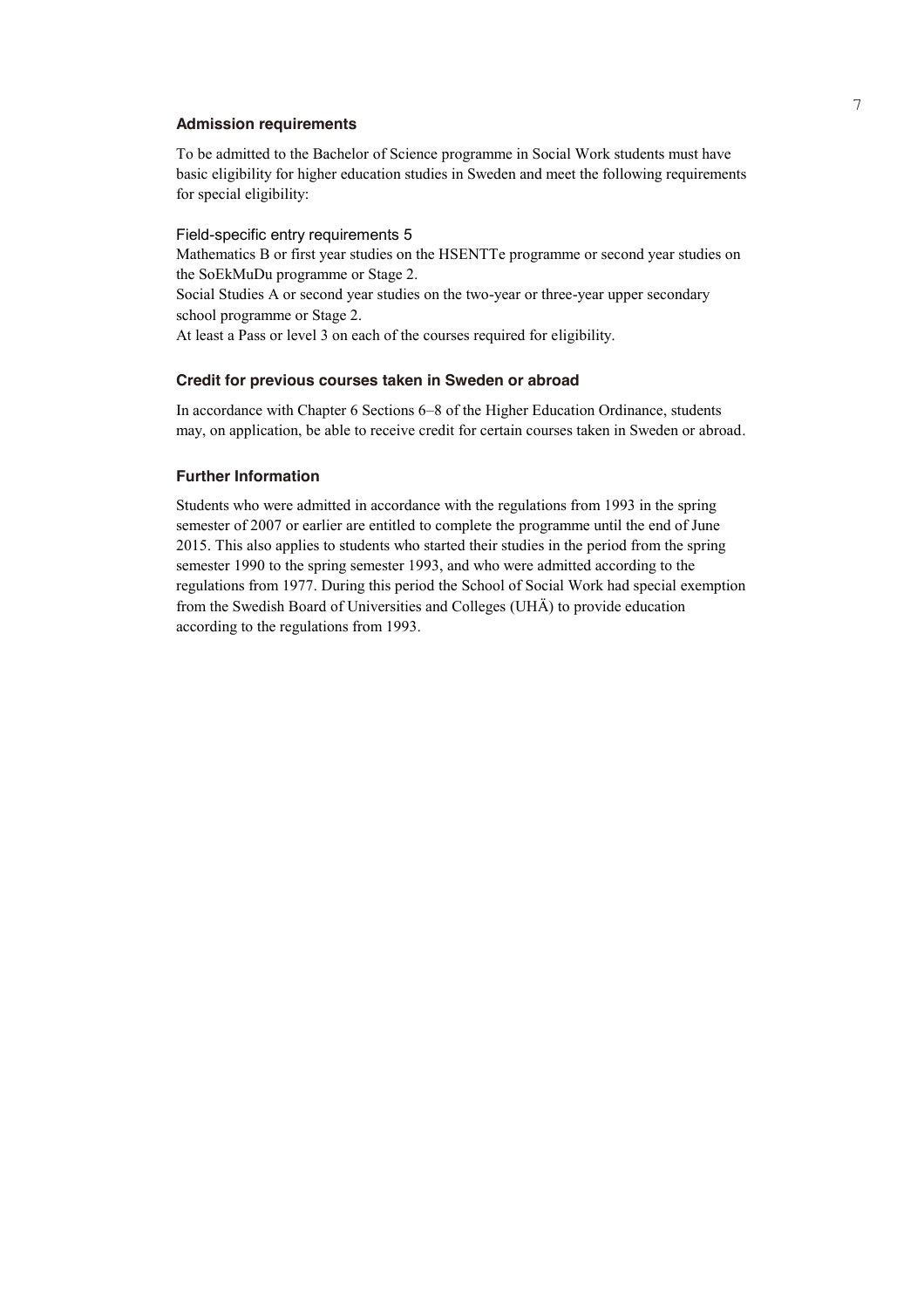### Admission requirements

To be admitted to the Bachelor of Science programme in Social Work students must have basic eligibility for higher education studies in Sweden and meet the following requirements for special eligibility:

Field-specific entry requirements 5
Mathematics B or first year studies on the HSENTTe programme or second year studies on the SoEkMuDu programme or Stage 2.
Social Studies A or second year studies on the two-year or three-year upper secondary school programme or Stage 2.
At least a Pass or level 3 on each of the courses required for eligibility.

### Credit for previous courses taken in Sweden or abroad

In accordance with Chapter 6 Sections 6–8 of the Higher Education Ordinance, students may, on application, be able to receive credit for certain courses taken in Sweden or abroad.

### Further Information

Students who were admitted in accordance with the regulations from 1993 in the spring semester of 2007 or earlier are entitled to complete the programme until the end of June 2015. This also applies to students who started their studies in the period from the spring semester 1990 to the spring semester 1993, and who were admitted according to the regulations from 1977. During this period the School of Social Work had special exemption from the Swedish Board of Universities and Colleges (UHÄ) to provide education according to the regulations from 1993.